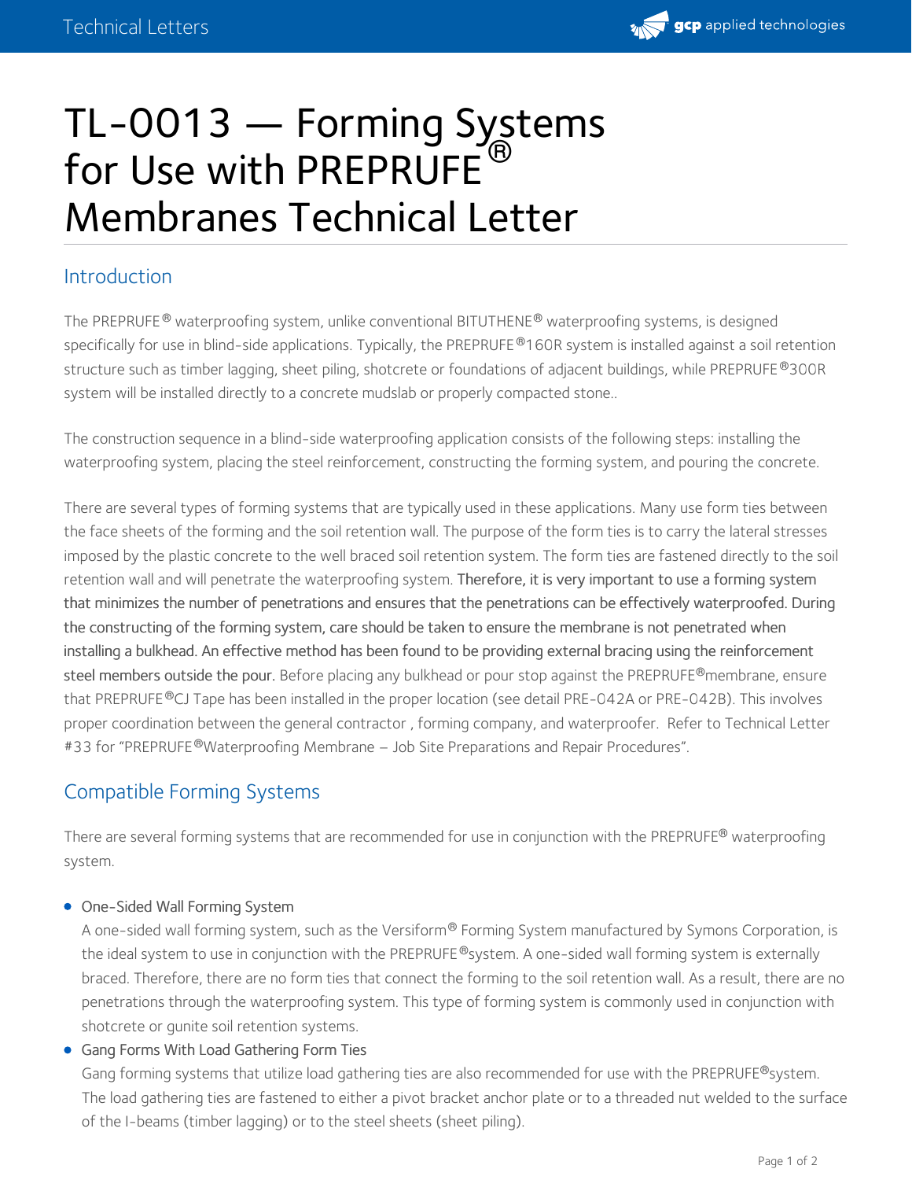# TL-0013 — Forming Systems for Use with PREPRUFE® Membranes Technical Letter

## Introduction

The PREPRUFE® waterproofing system, unlike conventional BITUTHENE® waterproofing systems, is designed specifically for use in blind-side applications. Typically, the PREPRUFE®160R system is installed against a soil retention structure such as timber lagging, sheet piling, shotcrete or foundations of adjacent buildings, while PREPRUFE®300R system will be installed directly to a concrete mudslab or properly compacted stone..

The construction sequence in a blind-side waterproofing application consists of the following steps: installing the waterproofing system, placing the steel reinforcement, constructing the forming system, and pouring the concrete.

There are several types of forming systems that are typically used in these applications. Many use form ties between the face sheets of the forming and the soil retention wall. The purpose of the form ties is to carry the lateral stresses imposed by the plastic concrete to the well braced soil retention system. The form ties are fastened directly to the soil retention wall and will penetrate the waterproofing system. Therefore, it is very important to use a forming system that minimizes the number of penetrations and ensures that the penetrations can be effectively waterproofed. During the constructing of the forming system, care should be taken to ensure the membrane is not penetrated when installing a bulkhead. An effective method has been found to be providing external bracing using the reinforcement steel members outside the pour. Before placing any bulkhead or pour stop against the PREPRUFE®membrane, ensure that PREPRUFE®CJ Tape has been installed in the proper location (see detail PRE-042A or PRE-042B). This involves proper coordination between the general contractor , forming company, and waterproofer. Refer to Technical Letter #33 for "PREPRUFE®Waterproofing Membrane – Job Site Preparations and Repair Procedures".

## Compatible Forming Systems

There are several forming systems that are recommended for use in conjunction with the PREPRUFE® waterproofing system.

- One-Sided Wall Forming System
  A one-sided wall forming system, such as the Versiform® Forming System manufactured by Symons Corporation, is the ideal system to use in conjunction with the PREPRUFE®system. A one-sided wall forming system is externally braced. Therefore, there are no form ties that connect the forming to the soil retention wall. As a result, there are no penetrations through the waterproofing system. This type of forming system is commonly used in conjunction with shotcrete or gunite soil retention systems.
- Gang Forms With Load Gathering Form Ties
  Gang forming systems that utilize load gathering ties are also recommended for use with the PREPRUFE®system. The load gathering ties are fastened to either a pivot bracket anchor plate or to a threaded nut welded to the surface of the I-beams (timber lagging) or to the steel sheets (sheet piling).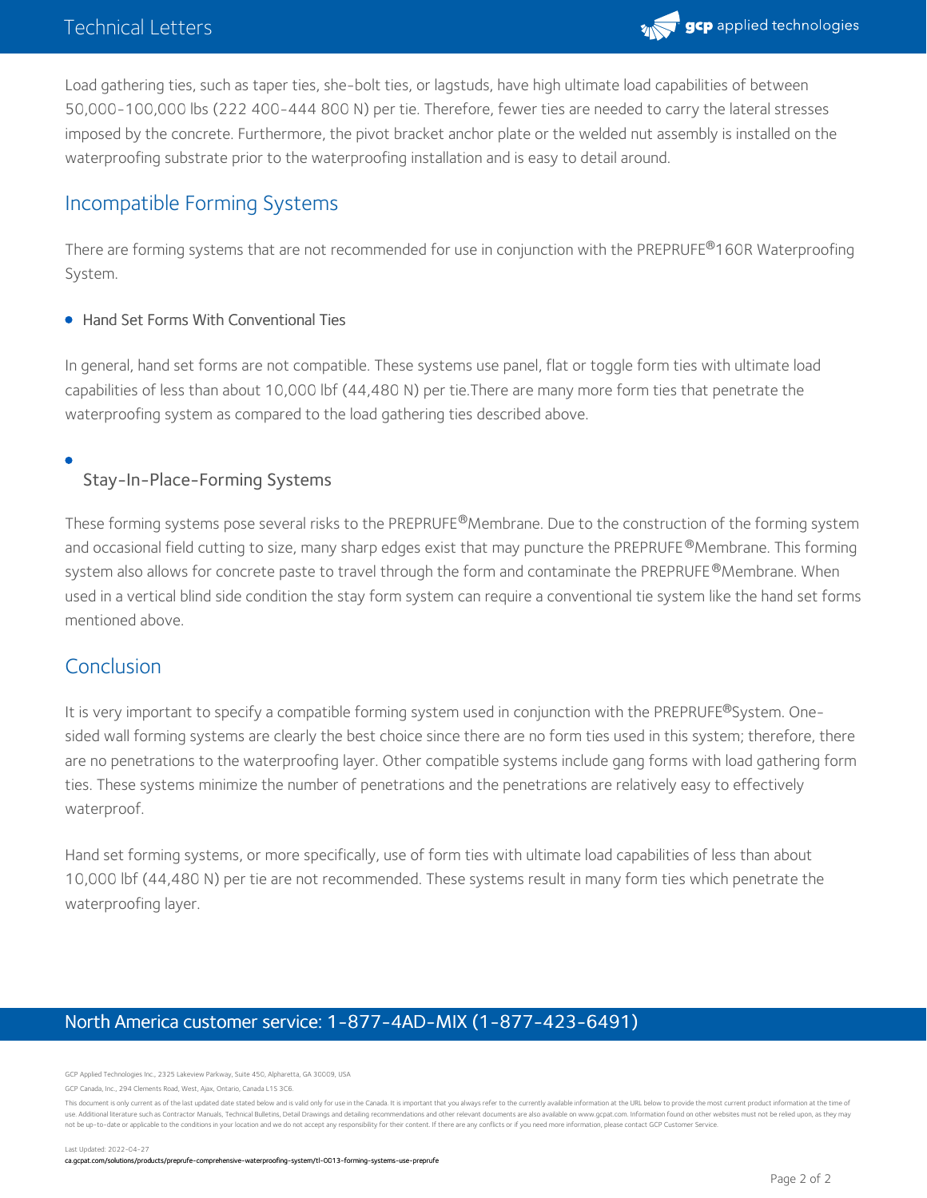Load gathering ties, such as taper ties, she-bolt ties, or lagstuds, have high ultimate load capabilities of between 50,000-100,000 lbs (222 400-444 800 N) per tie. Therefore, fewer ties are needed to carry the lateral stresses imposed by the concrete. Furthermore, the pivot bracket anchor plate or the welded nut assembly is installed on the waterproofing substrate prior to the waterproofing installation and is easy to detail around.

## Incompatible Forming Systems

There are forming systems that are not recommended for use in conjunction with the PREPRUFE®160R Waterproofing System.

- Hand Set Forms With Conventional Ties

In general, hand set forms are not compatible. These systems use panel, flat or toggle form ties with ultimate load capabilities of less than about 10,000 lbf (44,480 N) per tie.There are many more form ties that penetrate the waterproofing system as compared to the load gathering ties described above.

- Stay-In-Place-Forming Systems

These forming systems pose several risks to the PREPRUFE®Membrane. Due to the construction of the forming system and occasional field cutting to size, many sharp edges exist that may puncture the PREPRUFE®Membrane. This forming system also allows for concrete paste to travel through the form and contaminate the PREPRUFE®Membrane. When used in a vertical blind side condition the stay form system can require a conventional tie system like the hand set forms mentioned above.

## Conclusion

It is very important to specify a compatible forming system used in conjunction with the PREPRUFE®System. One-sided wall forming systems are clearly the best choice since there are no form ties used in this system; therefore, there are no penetrations to the waterproofing layer. Other compatible systems include gang forms with load gathering form ties. These systems minimize the number of penetrations and the penetrations are relatively easy to effectively waterproof.

Hand set forming systems, or more specifically, use of form ties with ultimate load capabilities of less than about 10,000 lbf (44,480 N) per tie are not recommended. These systems result in many form ties which penetrate the waterproofing layer.

North America customer service: 1-877-4AD-MIX (1-877-423-6491)

GCP Applied Technologies Inc., 2325 Lakeview Parkway, Suite 450, Alpharetta, GA 30009, USA

GCP Canada, Inc., 294 Clements Road, West, Ajax, Ontario, Canada L1S 3C6.

This document is only current as of the last updated date stated below and is valid only for use in the Canada. It is important that you always refer to the currently available information at the URL below to provide the most current product information at the time of use. Additional literature such as Contractor Manuals, Technical Bulletins, Detail Drawings and detailing recommendations and other relevant documents are also available on www.gcpat.com. Information found on other websites must not be relied upon, as they may not be up-to-date or applicable to the conditions in your location and we do not accept any responsibility for their content. If there are any conflicts or if you need more information, please contact GCP Customer Service.

Last Updated: 2022-04-27

ca.gcpat.com/solutions/products/preprufe-comprehensive-waterproofing-system/tl-0013-forming-systems-use-preprufe